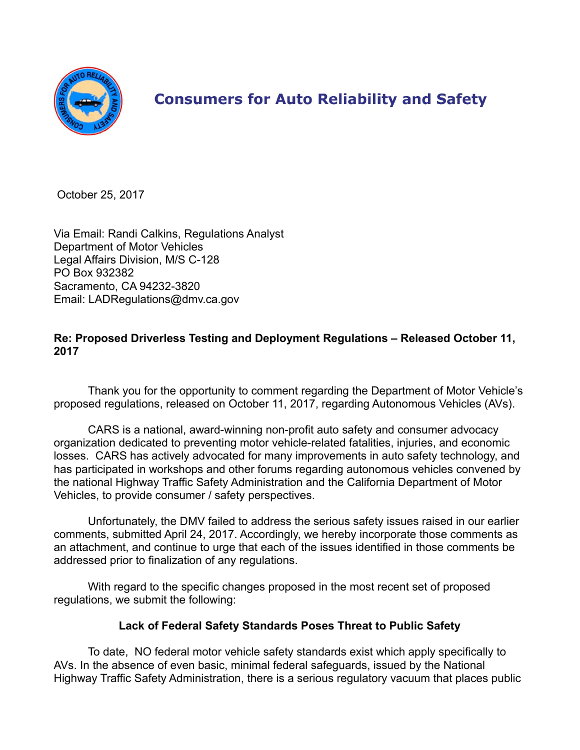# Consumers for Auto Reliability and Safety

October 25, 2017

Via Email: Randi Calkins, Regulations Analyst
Department of Motor Vehicles
Legal Affairs Division, M/S C-128
PO Box 932382
Sacramento, CA 94232-3820
Email: LADRegulations@dmv.ca.gov

**Re: Proposed Driverless Testing and Deployment Regulations – Released October 11, 2017**

Thank you for the opportunity to comment regarding the Department of Motor Vehicle's proposed regulations, released on October 11, 2017, regarding Autonomous Vehicles (AVs).

CARS is a national, award-winning non-profit auto safety and consumer advocacy organization dedicated to preventing motor vehicle-related fatalities, injuries, and economic losses. CARS has actively advocated for many improvements in auto safety technology, and has participated in workshops and other forums regarding autonomous vehicles convened by the national Highway Traffic Safety Administration and the California Department of Motor Vehicles, to provide consumer / safety perspectives.

Unfortunately, the DMV failed to address the serious safety issues raised in our earlier comments, submitted April 24, 2017. Accordingly, we hereby incorporate those comments as an attachment, and continue to urge that each of the issues identified in those comments be addressed prior to finalization of any regulations.

With regard to the specific changes proposed in the most recent set of proposed regulations, we submit the following:

**Lack of Federal Safety Standards Poses Threat to Public Safety**

To date, NO federal motor vehicle safety standards exist which apply specifically to AVs. In the absence of even basic, minimal federal safeguards, issued by the National Highway Traffic Safety Administration, there is a serious regulatory vacuum that places public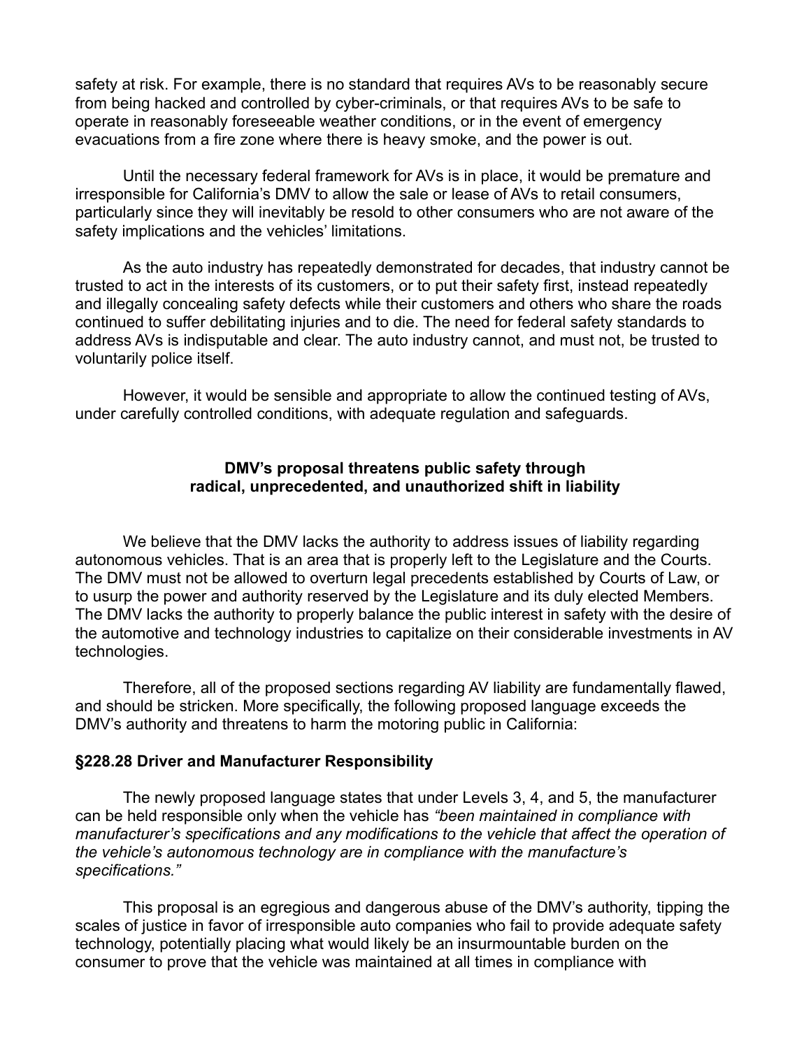safety at risk. For example, there is no standard that requires AVs to be reasonably secure from being hacked and controlled by cyber-criminals, or that requires AVs to be safe to operate in reasonably foreseeable weather conditions, or in the event of emergency evacuations from a fire zone where there is heavy smoke, and the power is out.

Until the necessary federal framework for AVs is in place, it would be premature and irresponsible for California's DMV to allow the sale or lease of AVs to retail consumers, particularly since they will inevitably be resold to other consumers who are not aware of the safety implications and the vehicles' limitations.

As the auto industry has repeatedly demonstrated for decades, that industry cannot be trusted to act in the interests of its customers, or to put their safety first, instead repeatedly and illegally concealing safety defects while their customers and others who share the roads continued to suffer debilitating injuries and to die. The need for federal safety standards to address AVs is indisputable and clear. The auto industry cannot, and must not, be trusted to voluntarily police itself.

However, it would be sensible and appropriate to allow the continued testing of AVs, under carefully controlled conditions, with adequate regulation and safeguards.

**DMV's proposal threatens public safety through radical, unprecedented, and unauthorized shift in liability**

We believe that the DMV lacks the authority to address issues of liability regarding autonomous vehicles. That is an area that is properly left to the Legislature and the Courts. The DMV must not be allowed to overturn legal precedents established by Courts of Law, or to usurp the power and authority reserved by the Legislature and its duly elected Members. The DMV lacks the authority to properly balance the public interest in safety with the desire of the automotive and technology industries to capitalize on their considerable investments in AV technologies.

Therefore, all of the proposed sections regarding AV liability are fundamentally flawed, and should be stricken. More specifically, the following proposed language exceeds the DMV's authority and threatens to harm the motoring public in California:

**§228.28 Driver and Manufacturer Responsibility**

The newly proposed language states that under Levels 3, 4, and 5, the manufacturer can be held responsible only when the vehicle has *"been maintained in compliance with manufacturer's specifications and any modifications to the vehicle that affect the operation of the vehicle's autonomous technology are in compliance with the manufacture's specifications."*

This proposal is an egregious and dangerous abuse of the DMV's authority, tipping the scales of justice in favor of irresponsible auto companies who fail to provide adequate safety technology, potentially placing what would likely be an insurmountable burden on the consumer to prove that the vehicle was maintained at all times in compliance with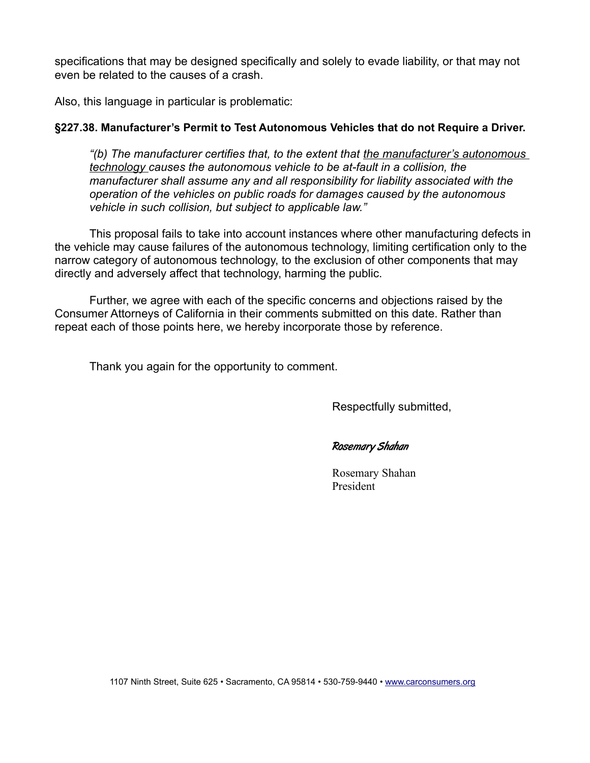specifications that may be designed specifically and solely to evade liability, or that may not even be related to the causes of a crash.

Also, this language in particular is problematic:

**§227.38. Manufacturer's Permit to Test Autonomous Vehicles that do not Require a Driver.**

> *"(b) The manufacturer certifies that, to the extent that <u>the manufacturer's autonomous technology</u> causes the autonomous vehicle to be at-fault in a collision, the manufacturer shall assume any and all responsibility for liability associated with the operation of the vehicles on public roads for damages caused by the autonomous vehicle in such collision, but subject to applicable law."*

This proposal fails to take into account instances where other manufacturing defects in the vehicle may cause failures of the autonomous technology, limiting certification only to the narrow category of autonomous technology, to the exclusion of other components that may directly and adversely affect that technology, harming the public.

Further, we agree with each of the specific concerns and objections raised by the Consumer Attorneys of California in their comments submitted on this date. Rather than repeat each of those points here, we hereby incorporate those by reference.

Thank you again for the opportunity to comment.

Respectfully submitted,

*Rosemary Shahan*

Rosemary Shahan
President

1107 Ninth Street, Suite 625 • Sacramento, CA 95814 • 530-759-9440 • www.carconsumers.org